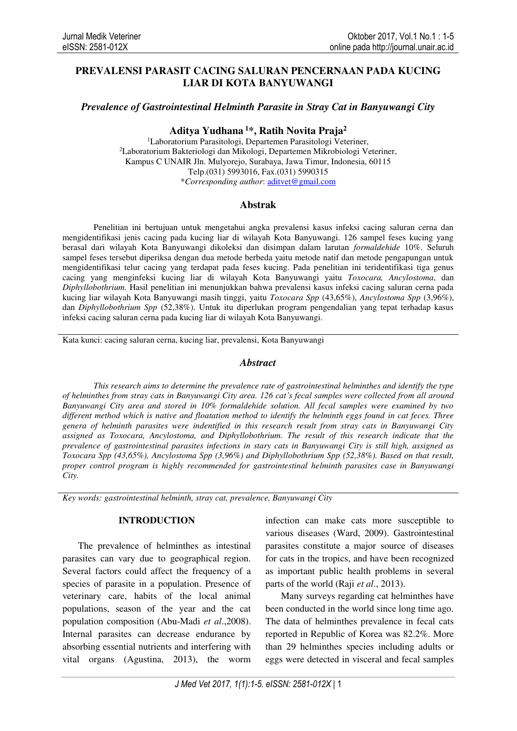# PREVALENSI PARASIT CACING SALURAN PENCERNAAN PADA KUCING LIAR DI KOTA BANYUWANGI

***Prevalence of Gastrointestinal Helminth Parasite in Stray Cat in Banyuwangi City***

**Aditya Yudhana [1]\*, Ratih Novita Praja[2]**

[1]Laboratorium Parasitologi, Departemen Parasitologi Veteriner,
[2]Laboratorium Bakteriologi dan Mikologi, Departemen Mikrobiologi Veteriner,
Kampus C UNAIR Jln. Mulyorejo, Surabaya, Jawa Timur, Indonesia, 60115
Telp.(031) 5993016, Fax.(031) 5990315
\**Corresponding author*: aditvet@gmail.com

## Abstrak

Penelitian ini bertujuan untuk mengetahui angka prevalensi kasus infeksi cacing saluran cerna dan mengidentifikasi jenis cacing pada kucing liar di wilayah Kota Banyuwangi. 126 sampel feses kucing yang berasal dari wilayah Kota Banyuwangi dikoleksi dan disimpan dalam larutan *formaldehide* 10%. Seluruh sampel feses tersebut diperiksa dengan dua metode berbeda yaitu metode natif dan metode pengapungan untuk mengidentifikasi telur cacing yang terdapat pada feses kucing. Pada penelitian ini teridentifikasi tiga genus cacing yang menginfeksi kucing liar di wilayah Kota Banyuwangi yaitu *Toxocara, Ancylostoma*, dan *Diphyllobothrium.* Hasil penelitian ini menunjukkan bahwa prevalensi kasus infeksi cacing saluran cerna pada kucing liar wilayah Kota Banyuwangi masih tinggi, yaitu *Toxocara Spp* (43,65%), *Ancylostoma Spp* (3,96%), dan *Diphyllobothrium Spp* (52,38%). Untuk itu diperlukan program pengendalian yang tepat terhadap kasus infeksi cacing saluran cerna pada kucing liar di wilayah Kota Banyuwangi.

Kata kunci: cacing saluran cerna, kucing liar, prevalensi, Kota Banyuwangi

## *Abstract*

*This research aims to determine the prevalence rate of gastrointestinal helminthes and identify the type of helminthes from stray cats in Banyuwangi City area. 126 cat's fecal samples were collected from all around Banyuwangi City area and stored in 10% formaldehide solution. All fecal samples were examined by two different method which is native and floatation method to identify the helminth eggs found in cat feces. Three genera of helminth parasites were indentified in this research result from stray cats in Banyuwangi City assigned as Toxocara, Ancylostoma, and Diphyllobothrium. The result of this research indicate that the prevalence of gastrointestinal parasites infections in stary cats in Banyuwangi City is still high, assigned as Toxocara Spp (43,65%), Ancylostoma Spp (3,96%) and Diphyllobothrium Spp (52,38%). Based on that result, proper control program is highly recommended for gastrointestinal helminth parasites case in Banyuwangi City.*

*Key words: gastrointestinal helminth, stray cat, prevalence, Banyuwangi City*

## INTRODUCTION

The prevalence of helminthes as intestinal parasites can vary due to geographical region. Several factors could affect the frequency of a species of parasite in a population. Presence of veterinary care, habits of the local animal populations, season of the year and the cat population composition (Abu-Madi *et al*.,2008). Internal parasites can decrease endurance by absorbing essential nutrients and interfering with vital organs (Agustina, 2013), the worm infection can make cats more susceptible to various diseases (Ward, 2009). Gastrointestinal parasites constitute a major source of diseases for cats in the tropics, and have been recognized as important public health problems in several parts of the world (Raji *et al*., 2013).

Many surveys regarding cat helminthes have been conducted in the world since long time ago. The data of helminthes prevalence in fecal cats reported in Republic of Korea was 82.2%. More than 29 helminthes species including adults or eggs were detected in visceral and fecal samples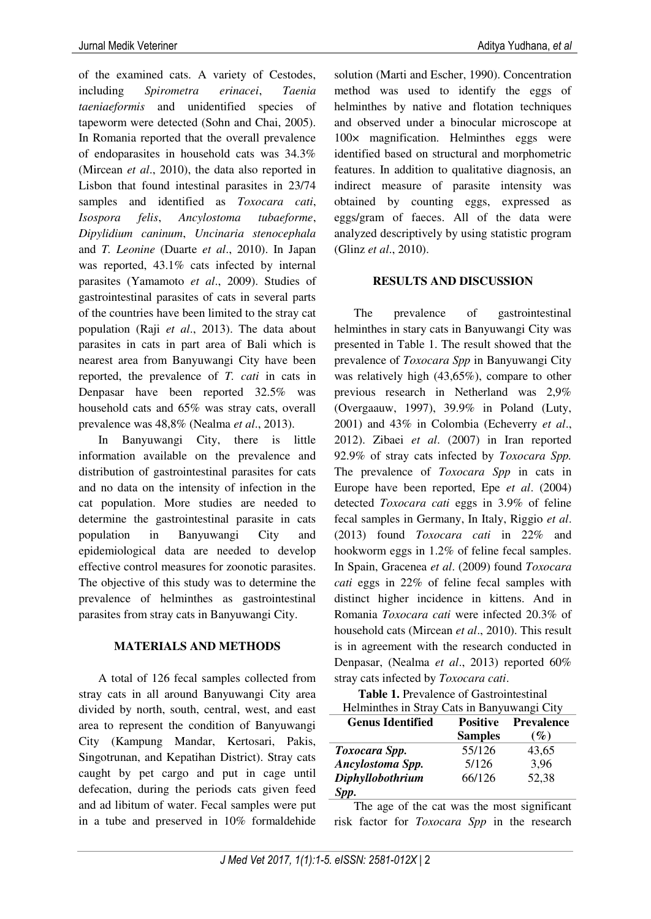of the examined cats. A variety of Cestodes, including *Spirometra erinacei*, *Taenia taeniaeformis* and unidentified species of tapeworm were detected (Sohn and Chai, 2005). In Romania reported that the overall prevalence of endoparasites in household cats was 34.3% (Mircean *et al*., 2010), the data also reported in Lisbon that found intestinal parasites in 23/74 samples and identified as *Toxocara cati*, *Isospora felis*, *Ancylostoma tubaeforme*, *Dipylidium caninum*, *Uncinaria stenocephala* and *T. Leonine* (Duarte *et al*., 2010). In Japan was reported, 43.1% cats infected by internal parasites (Yamamoto *et al*., 2009). Studies of gastrointestinal parasites of cats in several parts of the countries have been limited to the stray cat population (Raji *et al*., 2013). The data about parasites in cats in part area of Bali which is nearest area from Banyuwangi City have been reported, the prevalence of *T. cati* in cats in Denpasar have been reported 32.5% was household cats and 65% was stray cats, overall prevalence was 48,8% (Nealma *et al*., 2013).

In Banyuwangi City, there is little information available on the prevalence and distribution of gastrointestinal parasites for cats and no data on the intensity of infection in the cat population. More studies are needed to determine the gastrointestinal parasite in cats population in Banyuwangi City and epidemiological data are needed to develop effective control measures for zoonotic parasites. The objective of this study was to determine the prevalence of helminthes as gastrointestinal parasites from stray cats in Banyuwangi City.

## MATERIALS AND METHODS

A total of 126 fecal samples collected from stray cats in all around Banyuwangi City area divided by north, south, central, west, and east area to represent the condition of Banyuwangi City (Kampung Mandar, Kertosari, Pakis, Singotrunan, and Kepatihan District). Stray cats caught by pet cargo and put in cage until defecation, during the periods cats given feed and ad libitum of water. Fecal samples were put in a tube and preserved in 10% formaldehide solution (Marti and Escher, 1990). Concentration method was used to identify the eggs of helminthes by native and flotation techniques and observed under a binocular microscope at 100× magnification. Helminthes eggs were identified based on structural and morphometric features. In addition to qualitative diagnosis, an indirect measure of parasite intensity was obtained by counting eggs, expressed as eggs/gram of faeces. All of the data were analyzed descriptively by using statistic program (Glinz *et al*., 2010).

## RESULTS AND DISCUSSION

The prevalence of gastrointestinal helminthes in stary cats in Banyuwangi City was presented in Table 1. The result showed that the prevalence of *Toxocara Spp* in Banyuwangi City was relatively high (43,65%), compare to other previous research in Netherland was 2,9% (Overgaauw, 1997), 39.9% in Poland (Luty, 2001) and 43% in Colombia (Echeverry *et al*., 2012). Zibaei *et al*. (2007) in Iran reported 92.9% of stray cats infected by *Toxocara Spp.* The prevalence of *Toxocara Spp* in cats in Europe have been reported, Epe *et al*. (2004) detected *Toxocara cati* eggs in 3.9% of feline fecal samples in Germany, In Italy, Riggio *et al*. (2013) found *Toxocara cati* in 22% and hookworm eggs in 1.2% of feline fecal samples. In Spain, Gracenea *et al*. (2009) found *Toxocara cati* eggs in 22% of feline fecal samples with distinct higher incidence in kittens. And in Romania *Toxocara cati* were infected 20.3% of household cats (Mircean *et al*., 2010). This result is in agreement with the research conducted in Denpasar, (Nealma *et al*., 2013) reported 60% stray cats infected by *Toxocara cati*.

**Table 1.** Prevalence of Gastrointestinal Helminthes in Stray Cats in Banyuwangi City

| Genus Identified | Positive Samples | Prevalence (%) |
|---|---|---|
| ***Toxocara Spp.*** | 55/126 | 43,65 |
| ***Ancylostoma Spp.*** | 5/126 | 3,96 |
| ***Diphyllobothrium Spp.*** | 66/126 | 52,38 |

The age of the cat was the most significant risk factor for *Toxocara Spp* in the research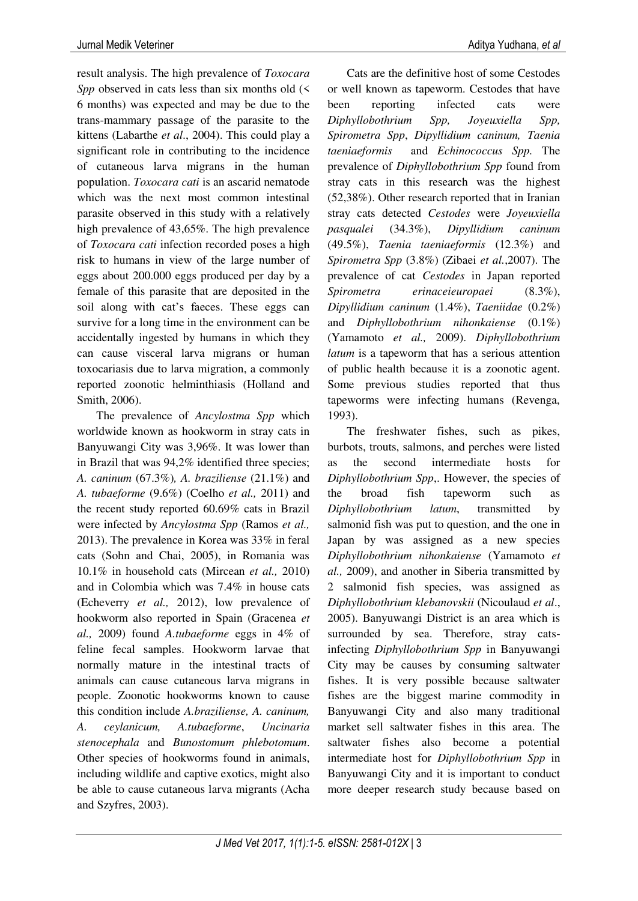result analysis. The high prevalence of *Toxocara Spp* observed in cats less than six months old (< 6 months) was expected and may be due to the trans-mammary passage of the parasite to the kittens (Labarthe *et al*., 2004). This could play a significant role in contributing to the incidence of cutaneous larva migrans in the human population. *Toxocara cati* is an ascarid nematode which was the next most common intestinal parasite observed in this study with a relatively high prevalence of 43,65%. The high prevalence of *Toxocara cati* infection recorded poses a high risk to humans in view of the large number of eggs about 200.000 eggs produced per day by a female of this parasite that are deposited in the soil along with cat's faeces. These eggs can survive for a long time in the environment can be accidentally ingested by humans in which they can cause visceral larva migrans or human toxocariasis due to larva migration, a commonly reported zoonotic helminthiasis (Holland and Smith, 2006).

The prevalence of *Ancylostma Spp* which worldwide known as hookworm in stray cats in Banyuwangi City was 3,96%. It was lower than in Brazil that was 94,2% identified three species; *A. caninum* (67.3%), *A. braziliense* (21.1%) and *A. tubaeforme* (9.6%) (Coelho *et al.,* 2011) and the recent study reported 60.69% cats in Brazil were infected by *Ancylostma Spp* (Ramos *et al.,* 2013). The prevalence in Korea was 33% in feral cats (Sohn and Chai, 2005), in Romania was 10.1% in household cats (Mircean *et al.,* 2010) and in Colombia which was 7.4% in house cats (Echeverry *et al.,* 2012), low prevalence of hookworm also reported in Spain (Gracenea *et al.,* 2009) found *A.tubaeforme* eggs in 4% of feline fecal samples. Hookworm larvae that normally mature in the intestinal tracts of animals can cause cutaneous larva migrans in people. Zoonotic hookworms known to cause this condition include *A.braziliense, A. caninum, A. ceylanicum, A.tubaeforme*, *Uncinaria stenocephala* and *Bunostomum phlebotomum*. Other species of hookworms found in animals, including wildlife and captive exotics, might also be able to cause cutaneous larva migrants (Acha and Szyfres, 2003).

Cats are the definitive host of some Cestodes or well known as tapeworm. Cestodes that have been reporting infected cats were *Diphyllobothrium Spp, Joyeuxiella Spp, Spirometra Spp*, *Dipyllidium caninum, Taenia taeniaeformis* and *Echinococcus Spp.* The prevalence of *Diphyllobothrium Spp* found from stray cats in this research was the highest (52,38%). Other research reported that in Iranian stray cats detected *Cestodes* were *Joyeuxiella pasqualei* (34.3%), *Dipyllidium caninum* (49.5%), *Taenia taeniaeformis* (12.3%) and *Spirometra Spp* (3.8%) (Zibaei *et al.*,2007). The prevalence of cat *Cestodes* in Japan reported *Spirometra erinaceieuropaei* (8.3%), *Dipyllidium caninum* (1.4%), *Taeniidae* (0.2%) and *Diphyllobothrium nihonkaiense* (0.1%) (Yamamoto *et al.,* 2009). *Diphyllobothrium latum* is a tapeworm that has a serious attention of public health because it is a zoonotic agent. Some previous studies reported that thus tapeworms were infecting humans (Revenga, 1993).

The freshwater fishes, such as pikes, burbots, trouts, salmons, and perches were listed as the second intermediate hosts for *Diphyllobothrium Spp*,. However, the species of the broad fish tapeworm such as *Diphyllobothrium latum*, transmitted by salmonid fish was put to question, and the one in Japan by was assigned as a new species *Diphyllobothrium nihonkaiense* (Yamamoto *et al.,* 2009), and another in Siberia transmitted by 2 salmonid fish species, was assigned as *Diphyllobothrium klebanovskii* (Nicoulaud *et al*., 2005). Banyuwangi District is an area which is surrounded by sea. Therefore, stray cats-infecting *Diphyllobothrium Spp* in Banyuwangi City may be causes by consuming saltwater fishes. It is very possible because saltwater fishes are the biggest marine commodity in Banyuwangi City and also many traditional market sell saltwater fishes in this area. The saltwater fishes also become a potential intermediate host for *Diphyllobothrium Spp* in Banyuwangi City and it is important to conduct more deeper research study because based on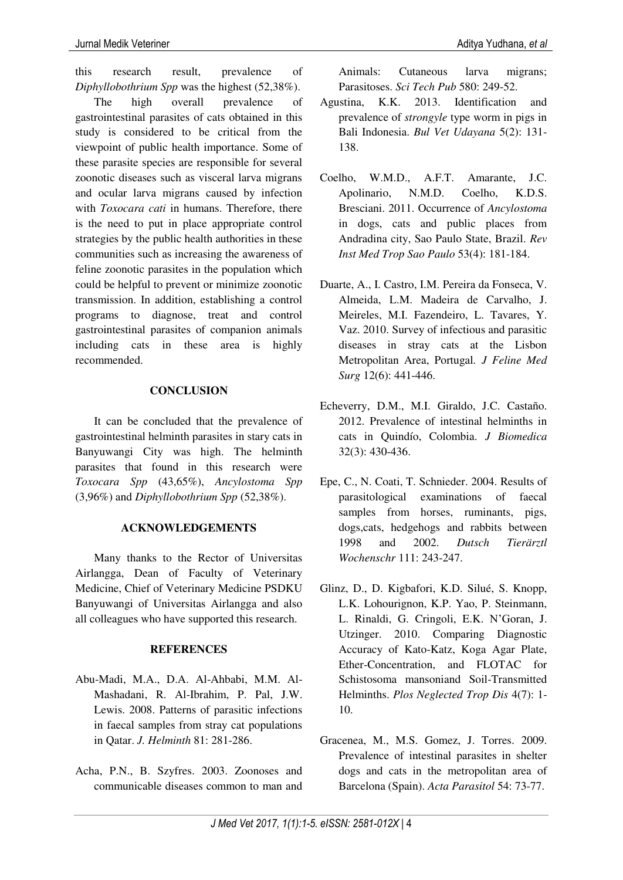this research result, prevalence of *Diphyllobothrium Spp* was the highest (52,38%).

The high overall prevalence of gastrointestinal parasites of cats obtained in this study is considered to be critical from the viewpoint of public health importance. Some of these parasite species are responsible for several zoonotic diseases such as visceral larva migrans and ocular larva migrans caused by infection with *Toxocara cati* in humans. Therefore, there is the need to put in place appropriate control strategies by the public health authorities in these communities such as increasing the awareness of feline zoonotic parasites in the population which could be helpful to prevent or minimize zoonotic transmission. In addition, establishing a control programs to diagnose, treat and control gastrointestinal parasites of companion animals including cats in these area is highly recommended.

## CONCLUSION

It can be concluded that the prevalence of gastrointestinal helminth parasites in stary cats in Banyuwangi City was high. The helminth parasites that found in this research were *Toxocara Spp* (43,65%), *Ancylostoma Spp* (3,96%) and *Diphyllobothrium Spp* (52,38%).

## ACKNOWLEDGEMENTS

Many thanks to the Rector of Universitas Airlangga, Dean of Faculty of Veterinary Medicine, Chief of Veterinary Medicine PSDKU Banyuwangi of Universitas Airlangga and also all colleagues who have supported this research.

## REFERENCES

Abu-Madi, M.A., D.A. Al-Ahbabi, M.M. Al-Mashadani, R. Al-Ibrahim, P. Pal, J.W. Lewis. 2008. Patterns of parasitic infections in faecal samples from stray cat populations in Qatar. *J. Helminth* 81: 281-286.

Acha, P.N., B. Szyfres. 2003. Zoonoses and communicable diseases common to man and Animals: Cutaneous larva migrans; Parasitoses. *Sci Tech Pub* 580: 249-52.

Agustina, K.K. 2013. Identification and prevalence of *strongyle* type worm in pigs in Bali Indonesia. *Bul Vet Udayana* 5(2): 131-138.

Coelho, W.M.D., A.F.T. Amarante, J.C. Apolinario, N.M.D. Coelho, K.D.S. Bresciani. 2011. Occurrence of *Ancylostoma* in dogs, cats and public places from Andradina city, Sao Paulo State, Brazil. *Rev Inst Med Trop Sao Paulo* 53(4): 181-184.

Duarte, A., I. Castro, I.M. Pereira da Fonseca, V. Almeida, L.M. Madeira de Carvalho, J. Meireles, M.I. Fazendeiro, L. Tavares, Y. Vaz. 2010. Survey of infectious and parasitic diseases in stray cats at the Lisbon Metropolitan Area, Portugal. *J Feline Med Surg* 12(6): 441-446.

Echeverry, D.M., M.I. Giraldo, J.C. Castaño. 2012. Prevalence of intestinal helminths in cats in Quindío, Colombia. *J Biomedica* 32(3): 430-436.

Epe, C., N. Coati, T. Schnieder. 2004. Results of parasitological examinations of faecal samples from horses, ruminants, pigs, dogs,cats, hedgehogs and rabbits between 1998 and 2002. *Dutsch Tierärztl Wochenschr* 111: 243-247.

Glinz, D., D. Kigbafori, K.D. Silué, S. Knopp, L.K. Lohourignon, K.P. Yao, P. Steinmann, L. Rinaldi, G. Cringoli, E.K. N'Goran, J. Utzinger. 2010. Comparing Diagnostic Accuracy of Kato-Katz, Koga Agar Plate, Ether-Concentration, and FLOTAC for Schistosoma mansoniand Soil-Transmitted Helminths. *Plos Neglected Trop Dis* 4(7): 1-10.

Gracenea, M., M.S. Gomez, J. Torres. 2009. Prevalence of intestinal parasites in shelter dogs and cats in the metropolitan area of Barcelona (Spain). *Acta Parasitol* 54: 73-77.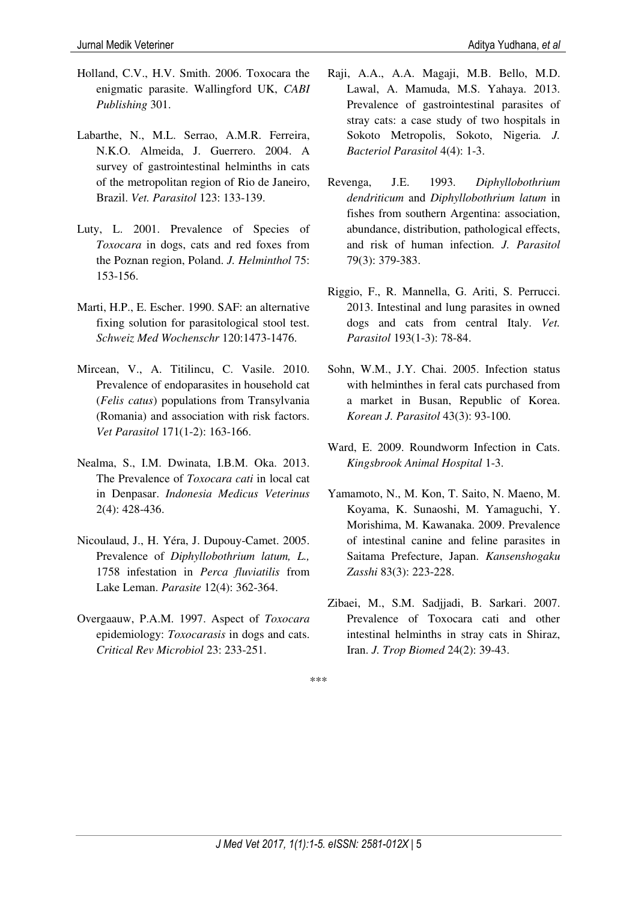Holland, C.V., H.V. Smith. 2006. Toxocara the enigmatic parasite. Wallingford UK, *CABI Publishing* 301.

Labarthe, N., M.L. Serrao, A.M.R. Ferreira, N.K.O. Almeida, J. Guerrero. 2004. A survey of gastrointestinal helminths in cats of the metropolitan region of Rio de Janeiro, Brazil. *Vet. Parasitol* 123: 133-139.

Luty, L. 2001. Prevalence of Species of *Toxocara* in dogs, cats and red foxes from the Poznan region, Poland. *J. Helminthol* 75: 153-156.

Marti, H.P., E. Escher. 1990. SAF: an alternative fixing solution for parasitological stool test. *Schweiz Med Wochenschr* 120:1473-1476.

Mircean, V., A. Titilincu, C. Vasile. 2010. Prevalence of endoparasites in household cat (*Felis catus*) populations from Transylvania (Romania) and association with risk factors. *Vet Parasitol* 171(1-2): 163-166.

Nealma, S., I.M. Dwinata, I.B.M. Oka. 2013. The Prevalence of *Toxocara cati* in local cat in Denpasar. *Indonesia Medicus Veterinus* 2(4): 428-436.

Nicoulaud, J., H. Yéra, J. Dupouy-Camet. 2005. Prevalence of *Diphyllobothrium latum, L.,* 1758 infestation in *Perca fluviatilis* from Lake Leman. *Parasite* 12(4): 362-364.

Overgaauw, P.A.M. 1997. Aspect of *Toxocara* epidemiology: *Toxocarasis* in dogs and cats. *Critical Rev Microbiol* 23: 233-251.

Raji, A.A., A.A. Magaji, M.B. Bello, M.D. Lawal, A. Mamuda, M.S. Yahaya. 2013. Prevalence of gastrointestinal parasites of stray cats: a case study of two hospitals in Sokoto Metropolis, Sokoto, Nigeria. *J. Bacteriol Parasitol* 4(4): 1-3.

Revenga, J.E. 1993. *Diphyllobothrium dendriticum* and *Diphyllobothrium latum* in fishes from southern Argentina: association, abundance, distribution, pathological effects, and risk of human infection. *J. Parasitol* 79(3): 379-383.

Riggio, F., R. Mannella, G. Ariti, S. Perrucci. 2013. Intestinal and lung parasites in owned dogs and cats from central Italy. *Vet. Parasitol* 193(1-3): 78-84.

Sohn, W.M., J.Y. Chai. 2005. Infection status with helminthes in feral cats purchased from a market in Busan, Republic of Korea. *Korean J. Parasitol* 43(3): 93-100.

Ward, E. 2009. Roundworm Infection in Cats. *Kingsbrook Animal Hospital* 1-3.

Yamamoto, N., M. Kon, T. Saito, N. Maeno, M. Koyama, K. Sunaoshi, M. Yamaguchi, Y. Morishima, M. Kawanaka. 2009. Prevalence of intestinal canine and feline parasites in Saitama Prefecture, Japan. *Kansenshogaku Zasshi* 83(3): 223-228.

Zibaei, M., S.M. Sadjjadi, B. Sarkari. 2007. Prevalence of Toxocara cati and other intestinal helminths in stray cats in Shiraz, Iran. *J. Trop Biomed* 24(2): 39-43.

***